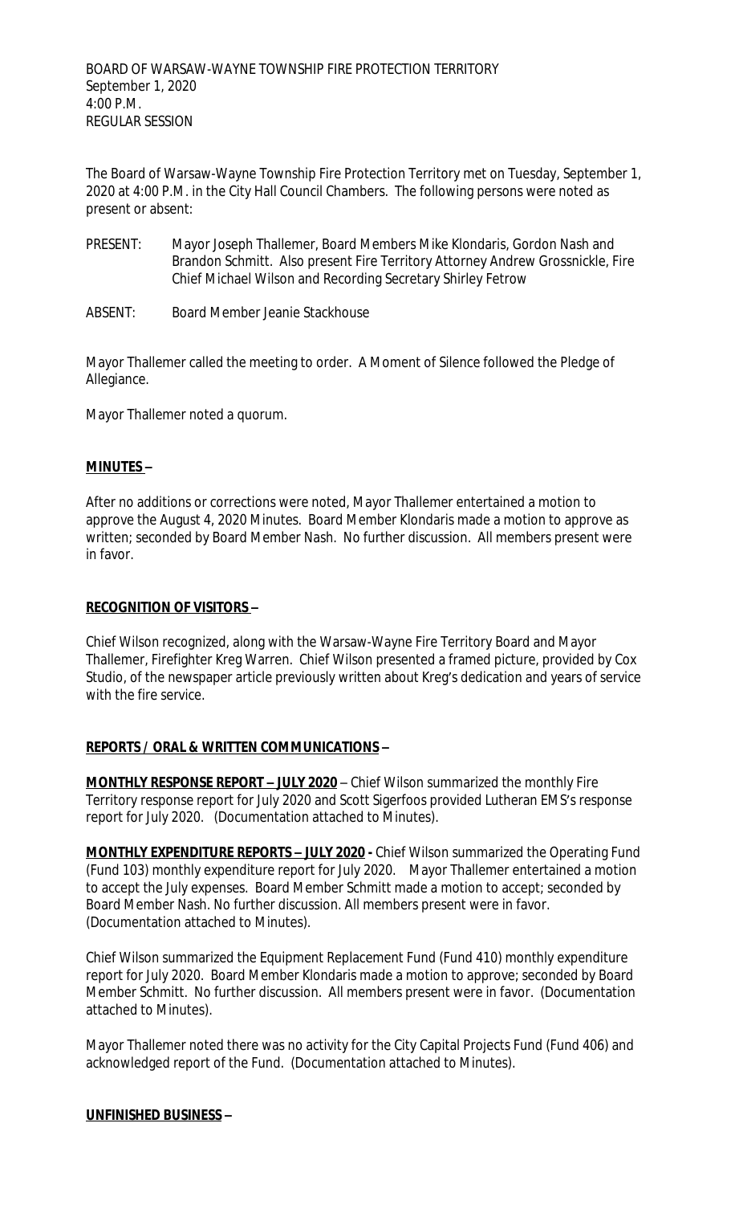BOARD OF WARSAW-WAYNE TOWNSHIP FIRE PROTECTION TERRITORY
September 1, 2020
4:00 P.M.
REGULAR SESSION

The Board of Warsaw-Wayne Township Fire Protection Territory met on Tuesday, September 1, 2020 at 4:00 P.M. in the City Hall Council Chambers. The following persons were noted as present or absent:

PRESENT: Mayor Joseph Thallemer, Board Members Mike Klondaris, Gordon Nash and Brandon Schmitt. Also present Fire Territory Attorney Andrew Grossnickle, Fire Chief Michael Wilson and Recording Secretary Shirley Fetrow

ABSENT: Board Member Jeanie Stackhouse

Mayor Thallemer called the meeting to order. A Moment of Silence followed the Pledge of Allegiance.

Mayor Thallemer noted a quorum.

**MINUTES –**

After no additions or corrections were noted, Mayor Thallemer entertained a motion to approve the August 4, 2020 Minutes. Board Member Klondaris made a motion to approve as written; seconded by Board Member Nash. No further discussion. All members present were in favor.

**RECOGNITION OF VISITORS –**

Chief Wilson recognized, along with the Warsaw-Wayne Fire Territory Board and Mayor Thallemer, Firefighter Kreg Warren. Chief Wilson presented a framed picture, provided by Cox Studio, of the newspaper article previously written about Kreg's dedication and years of service with the fire service.

**REPORTS / ORAL & WRITTEN COMMUNICATIONS –**

**MONTHLY RESPONSE REPORT – JULY 2020** – Chief Wilson summarized the monthly Fire Territory response report for July 2020 and Scott Sigerfoos provided Lutheran EMS's response report for July 2020. (Documentation attached to Minutes).

**MONTHLY EXPENDITURE REPORTS – JULY 2020 -** Chief Wilson summarized the Operating Fund (Fund 103) monthly expenditure report for July 2020. Mayor Thallemer entertained a motion to accept the July expenses. Board Member Schmitt made a motion to accept; seconded by Board Member Nash. No further discussion. All members present were in favor. (Documentation attached to Minutes).

Chief Wilson summarized the Equipment Replacement Fund (Fund 410) monthly expenditure report for July 2020. Board Member Klondaris made a motion to approve; seconded by Board Member Schmitt. No further discussion. All members present were in favor. (Documentation attached to Minutes).

Mayor Thallemer noted there was no activity for the City Capital Projects Fund (Fund 406) and acknowledged report of the Fund. (Documentation attached to Minutes).

**UNFINISHED BUSINESS –**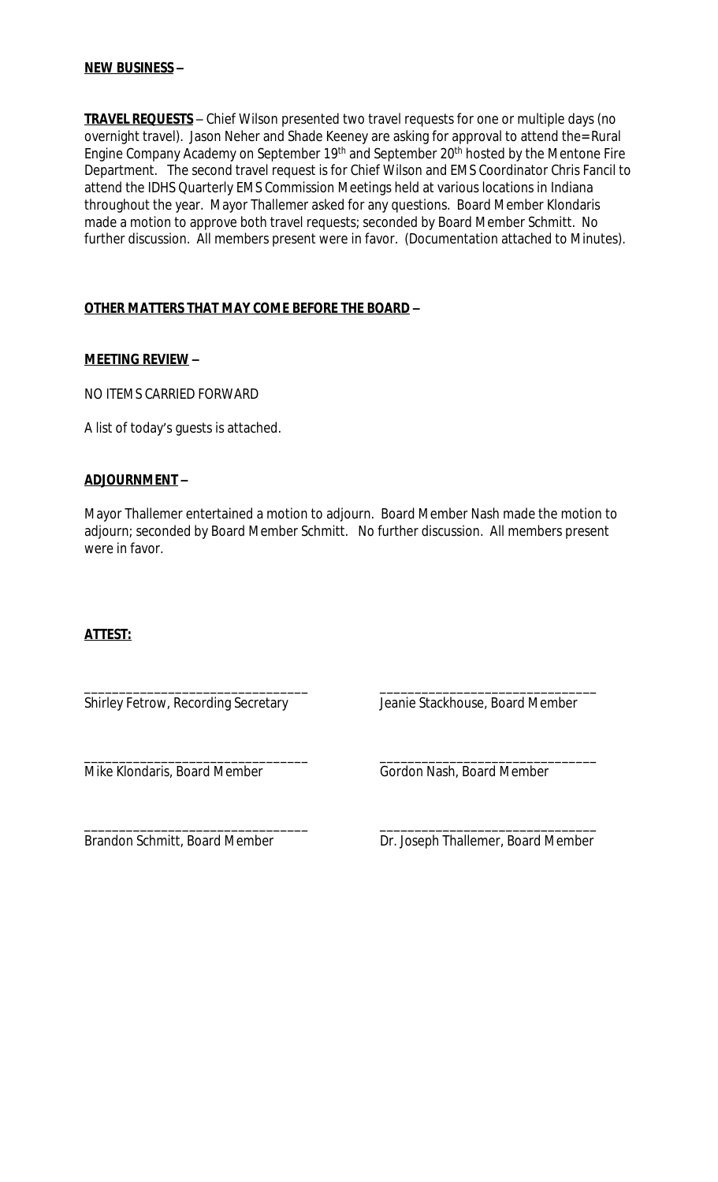**NEW BUSINESS** –

**TRAVEL REQUESTS** – Chief Wilson presented two travel requests for one or multiple days (no overnight travel). Jason Neher and Shade Keeney are asking for approval to attend the= Rural Engine Company Academy on September 19th and September 20th hosted by the Mentone Fire Department. The second travel request is for Chief Wilson and EMS Coordinator Chris Fancil to attend the IDHS Quarterly EMS Commission Meetings held at various locations in Indiana throughout the year. Mayor Thallemer asked for any questions. Board Member Klondaris made a motion to approve both travel requests; seconded by Board Member Schmitt. No further discussion. All members present were in favor. (Documentation attached to Minutes).

**OTHER MATTERS THAT MAY COME BEFORE THE BOARD** –

**MEETING REVIEW** –

NO ITEMS CARRIED FORWARD

A list of today's guests is attached.

**ADJOURNMENT** –

Mayor Thallemer entertained a motion to adjourn. Board Member Nash made the motion to adjourn; seconded by Board Member Schmitt. No further discussion. All members present were in favor.

**ATTEST:**

| | |
|---|---|
| ______________________________ | ______________________________ |
| Shirley Fetrow, Recording Secretary | Jeanie Stackhouse, Board Member |
| ______________________________ | ______________________________ |
| Mike Klondaris, Board Member | Gordon Nash, Board Member |
| ______________________________ | ______________________________ |
| Brandon Schmitt, Board Member | Dr. Joseph Thallemer, Board Member |